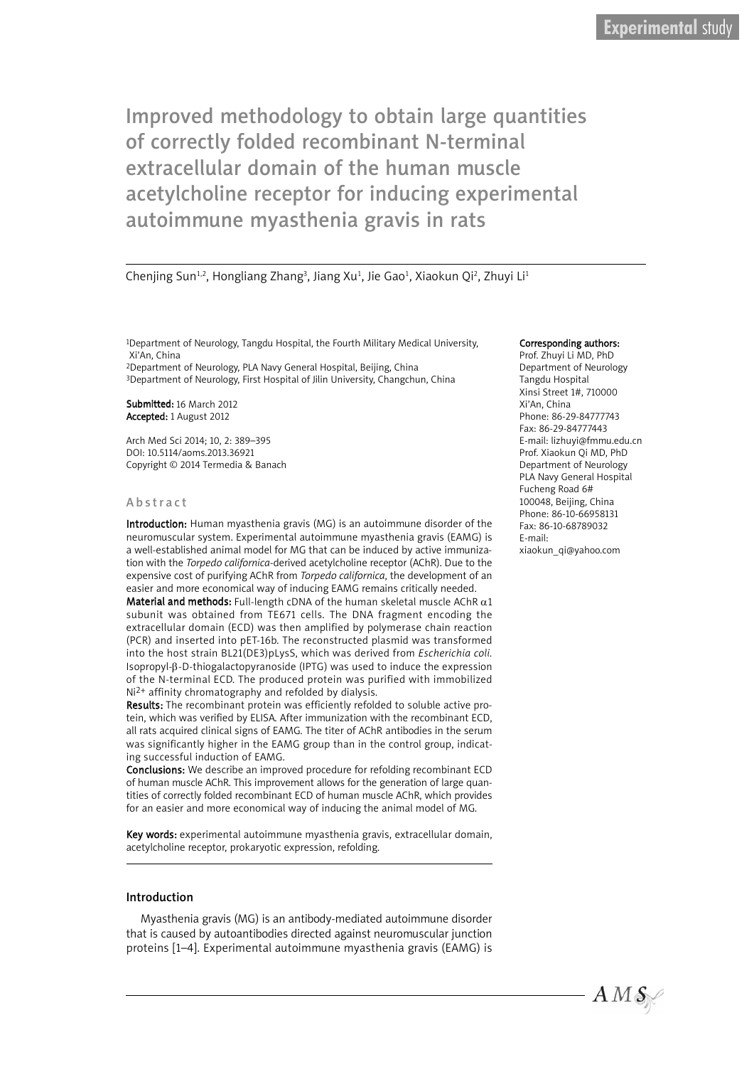Experimental study

# Improved methodology to obtain large quantities of correctly folded recombinant N-terminal extracellular domain of the human muscle acetylcholine receptor for inducing experimental autoimmune myasthenia gravis in rats

Chenjing Sun[1,2], Hongliang Zhang[3], Jiang Xu[1], Jie Gao[1], Xiaokun Qi[2], Zhuyi Li[1]

[1]Department of Neurology, Tangdu Hospital, the Fourth Military Medical University, Xi'An, China
[2]Department of Neurology, PLA Navy General Hospital, Beijing, China
[3]Department of Neurology, First Hospital of Jilin University, Changchun, China

**Submitted:** 16 March 2012
**Accepted:** 1 August 2012

Arch Med Sci 2014; 10, 2: 389–395
DOI: 10.5114/aoms.2013.36921
Copyright © 2014 Termedia & Banach

**Corresponding authors:**
Prof. Zhuyi Li MD, PhD
Department of Neurology
Tangdu Hospital
Xinsi Street 1#, 710000
Xi'An, China
Phone: 86-29-84777743
Fax: 86-29-84777443
E-mail: lizhuyi@fmmu.edu.cn
Prof. Xiaokun Qi MD, PhD
Department of Neurology
PLA Navy General Hospital
Fucheng Road 6#
100048, Beijing, China
Phone: 86-10-66958131
Fax: 86-10-68789032
E-mail:
xiaokun_qi@yahoo.com

## Abstract

**Introduction:** Human myasthenia gravis (MG) is an autoimmune disorder of the neuromuscular system. Experimental autoimmune myasthenia gravis (EAMG) is a well-established animal model for MG that can be induced by active immunization with the *Torpedo californica*-derived acetylcholine receptor (AChR). Due to the expensive cost of purifying AChR from *Torpedo californica*, the development of an easier and more economical way of inducing EAMG remains critically needed.

**Material and methods:** Full-length cDNA of the human skeletal muscle AChR $\alpha 1$ subunit was obtained from TE671 cells. The DNA fragment encoding the extracellular domain (ECD) was then amplified by polymerase chain reaction (PCR) and inserted into pET-16b. The reconstructed plasmid was transformed into the host strain BL21(DE3)pLysS, which was derived from *Escherichia coli.* Isopropyl-$\beta$-D-thiogalactopyranoside (IPTG) was used to induce the expression of the N-terminal ECD. The produced protein was purified with immobilized $Ni^{2+}$ affinity chromatography and refolded by dialysis.

**Results:** The recombinant protein was efficiently refolded to soluble active protein, which was verified by ELISA. After immunization with the recombinant ECD, all rats acquired clinical signs of EAMG. The titer of AChR antibodies in the serum was significantly higher in the EAMG group than in the control group, indicating successful induction of EAMG.

**Conclusions:** We describe an improved procedure for refolding recombinant ECD of human muscle AChR. This improvement allows for the generation of large quantities of correctly folded recombinant ECD of human muscle AChR, which provides for an easier and more economical way of inducing the animal model of MG.

**Key words:** experimental autoimmune myasthenia gravis, extracellular domain, acetylcholine receptor, prokaryotic expression, refolding.

## Introduction

Myasthenia gravis (MG) is an antibody-mediated autoimmune disorder that is caused by autoantibodies directed against neuromuscular junction proteins [1–4]. Experimental autoimmune myasthenia gravis (EAMG) is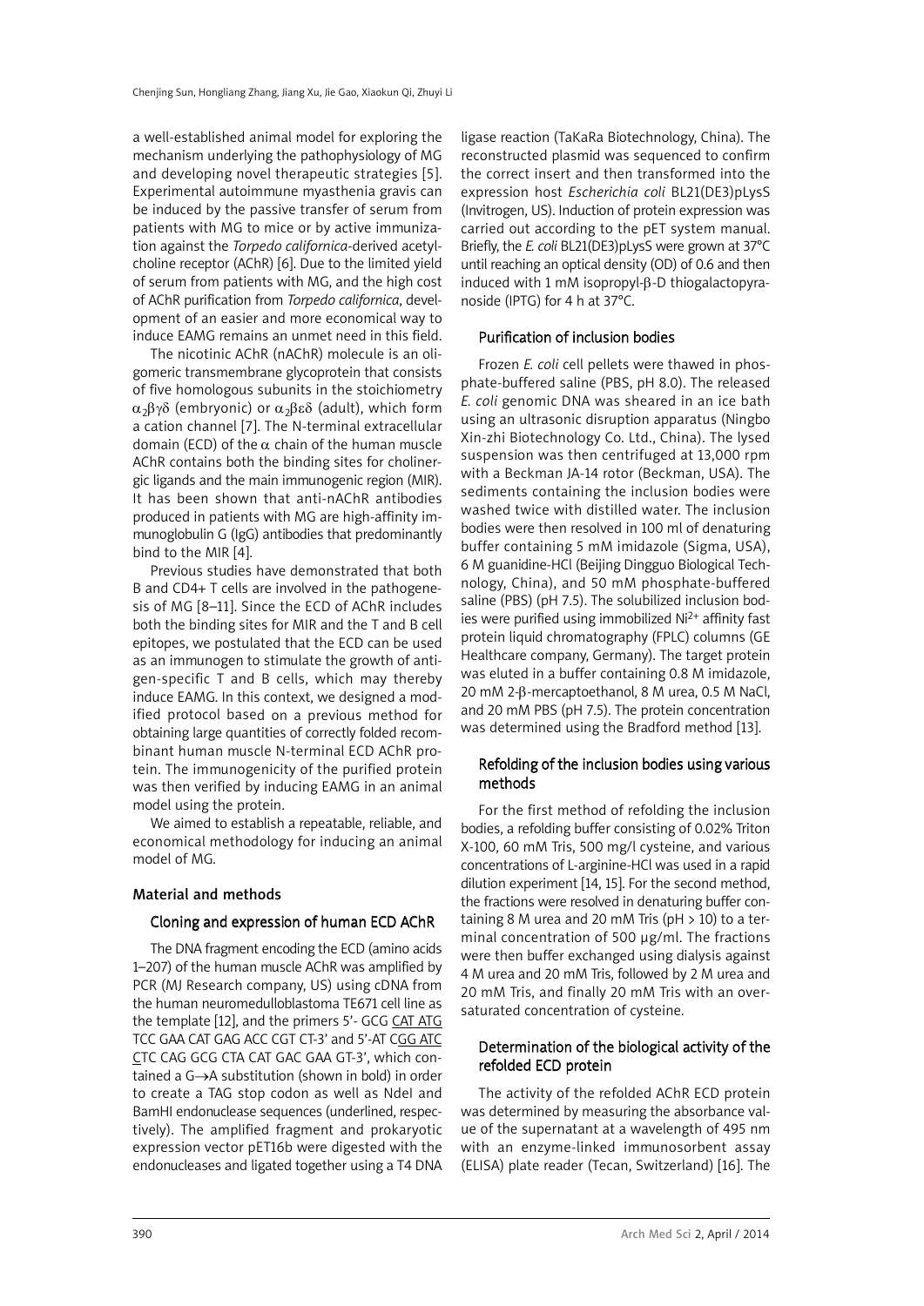a well-established animal model for exploring the mechanism underlying the pathophysiology of MG and developing novel therapeutic strategies [5]. Experimental autoimmune myasthenia gravis can be induced by the passive transfer of serum from patients with MG to mice or by active immunization against the *Torpedo californica*-derived acetylcholine receptor (AChR) [6]. Due to the limited yield of serum from patients with MG, and the high cost of AChR purification from *Torpedo californica*, development of an easier and more economical way to induce EAMG remains an unmet need in this field.

The nicotinic AChR (nAChR) molecule is an oligomeric transmembrane glycoprotein that consists of five homologous subunits in the stoichiometry $\alpha_2\beta\gamma\delta$ (embryonic) or $\alpha_2\beta\varepsilon\delta$ (adult), which form a cation channel [7]. The N-terminal extracellular domain (ECD) of the $\alpha$ chain of the human muscle AChR contains both the binding sites for cholinergic ligands and the main immunogenic region (MIR). It has been shown that anti-nAChR antibodies produced in patients with MG are high-affinity immunoglobulin G (IgG) antibodies that predominantly bind to the MIR [4].

Previous studies have demonstrated that both B and CD4+ T cells are involved in the pathogenesis of MG [8–11]. Since the ECD of AChR includes both the binding sites for MIR and the T and B cell epitopes, we postulated that the ECD can be used as an immunogen to stimulate the growth of antigen-specific T and B cells, which may thereby induce EAMG. In this context, we designed a modified protocol based on a previous method for obtaining large quantities of correctly folded recombinant human muscle N-terminal ECD AChR protein. The immunogenicity of the purified protein was then verified by inducing EAMG in an animal model using the protein.

We aimed to establish a repeatable, reliable, and economical methodology for inducing an animal model of MG.

## Material and methods

### Cloning and expression of human ECD AChR

The DNA fragment encoding the ECD (amino acids 1–207) of the human muscle AChR was amplified by PCR (MJ Research company, US) using cDNA from the human neuromedulloblastoma TE671 cell line as the template [12], and the primers 5'- GCG CAT ATG TCC GAA CAT GAG ACC CGT CT-3' and 5'-AT CGG ATC CTC CAG GCG CTA CAT GAC GAA GT-3', which contained a G→A substitution (shown in bold) in order to create a TAG stop codon as well as NdeI and BamHI endonuclease sequences (underlined, respectively). The amplified fragment and prokaryotic expression vector pET16b were digested with the endonucleases and ligated together using a T4 DNA ligase reaction (TaKaRa Biotechnology, China). The reconstructed plasmid was sequenced to confirm the correct insert and then transformed into the expression host *Escherichia coli* BL21(DE3)pLysS (Invitrogen, US). Induction of protein expression was carried out according to the pET system manual. Briefly, the *E. coli* BL21(DE3)pLysS were grown at 37°C until reaching an optical density (OD) of 0.6 and then induced with 1 mM isopropyl-β-D thiogalactopyranoside (IPTG) for 4 h at 37°C.

### Purification of inclusion bodies

Frozen *E. coli* cell pellets were thawed in phosphate-buffered saline (PBS, pH 8.0). The released *E. coli* genomic DNA was sheared in an ice bath using an ultrasonic disruption apparatus (Ningbo Xin-zhi Biotechnology Co. Ltd., China). The lysed suspension was then centrifuged at 13,000 rpm with a Beckman JA-14 rotor (Beckman, USA). The sediments containing the inclusion bodies were washed twice with distilled water. The inclusion bodies were then resolved in 100 ml of denaturing buffer containing 5 mM imidazole (Sigma, USA), 6 M guanidine-HCl (Beijing Dingguo Biological Technology, China), and 50 mM phosphate-buffered saline (PBS) (pH 7.5). The solubilized inclusion bodies were purified using immobilized $Ni^{2+}$ affinity fast protein liquid chromatography (FPLC) columns (GE Healthcare company, Germany). The target protein was eluted in a buffer containing 0.8 M imidazole, 20 mM 2-β-mercaptoethanol, 8 M urea, 0.5 M NaCl, and 20 mM PBS (pH 7.5). The protein concentration was determined using the Bradford method [13].

### Refolding of the inclusion bodies using various methods

For the first method of refolding the inclusion bodies, a refolding buffer consisting of 0.02% Triton X-100, 60 mM Tris, 500 mg/l cysteine, and various concentrations of L-arginine-HCl was used in a rapid dilution experiment [14, 15]. For the second method, the fractions were resolved in denaturing buffer containing 8 M urea and 20 mM Tris (pH > 10) to a terminal concentration of 500 µg/ml. The fractions were then buffer exchanged using dialysis against 4 M urea and 20 mM Tris, followed by 2 M urea and 20 mM Tris, and finally 20 mM Tris with an oversaturated concentration of cysteine.

### Determination of the biological activity of the refolded ECD protein

The activity of the refolded AChR ECD protein was determined by measuring the absorbance value of the supernatant at a wavelength of 495 nm with an enzyme-linked immunosorbent assay (ELISA) plate reader (Tecan, Switzerland) [16]. The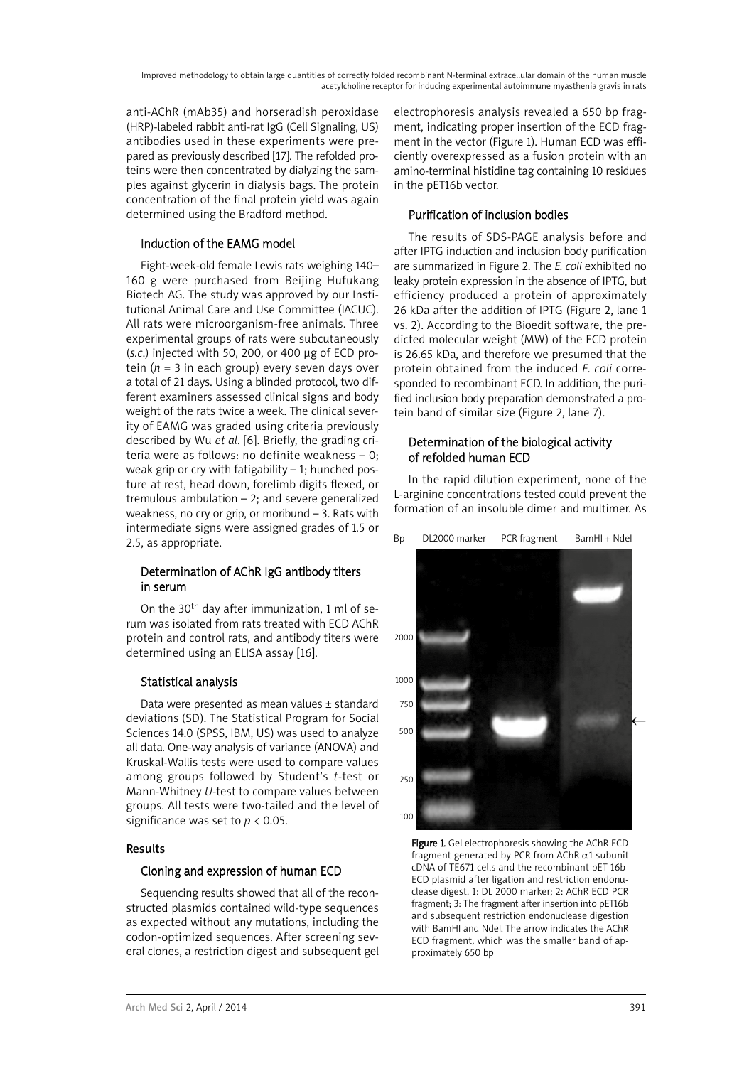anti-AChR (mAb35) and horseradish peroxidase (HRP)-labeled rabbit anti-rat IgG (Cell Signaling, US) antibodies used in these experiments were prepared as previously described [17]. The refolded proteins were then concentrated by dialyzing the samples against glycerin in dialysis bags. The protein concentration of the final protein yield was again determined using the Bradford method.

### Induction of the EAMG model

Eight-week-old female Lewis rats weighing 140–160 g were purchased from Beijing Hufukang Biotech AG. The study was approved by our Institutional Animal Care and Use Committee (IACUC). All rats were microorganism-free animals. Three experimental groups of rats were subcutaneously (*s.c.*) injected with 50, 200, or 400 µg of ECD protein ($n = 3$ in each group) every seven days over a total of 21 days. Using a blinded protocol, two different examiners assessed clinical signs and body weight of the rats twice a week. The clinical severity of EAMG was graded using criteria previously described by Wu *et al*. [6]. Briefly, the grading criteria were as follows: no definite weakness – 0; weak grip or cry with fatigability – 1; hunched posture at rest, head down, forelimb digits flexed, or tremulous ambulation – 2; and severe generalized weakness, no cry or grip, or moribund – 3. Rats with intermediate signs were assigned grades of 1.5 or 2.5, as appropriate.

### Determination of AChR IgG antibody titers in serum

On the 30th day after immunization, 1 ml of serum was isolated from rats treated with ECD AChR protein and control rats, and antibody titers were determined using an ELISA assay [16].

### Statistical analysis

Data were presented as mean values ± standard deviations (SD). The Statistical Program for Social Sciences 14.0 (SPSS, IBM, US) was used to analyze all data. One-way analysis of variance (ANOVA) and Kruskal-Wallis tests were used to compare values among groups followed by Student's *t*-test or Mann-Whitney *U*-test to compare values between groups. All tests were two-tailed and the level of significance was set to $p < 0.05$.

## Results

### Cloning and expression of human ECD

Sequencing results showed that all of the reconstructed plasmids contained wild-type sequences as expected without any mutations, including the codon-optimized sequences. After screening several clones, a restriction digest and subsequent gel electrophoresis analysis revealed a 650 bp fragment, indicating proper insertion of the ECD fragment in the vector (Figure 1). Human ECD was efficiently overexpressed as a fusion protein with an amino-terminal histidine tag containing 10 residues in the pET16b vector.

### Purification of inclusion bodies

The results of SDS-PAGE analysis before and after IPTG induction and inclusion body purification are summarized in Figure 2. The *E. coli* exhibited no leaky protein expression in the absence of IPTG, but efficiency produced a protein of approximately 26 kDa after the addition of IPTG (Figure 2, lane 1 vs. 2). According to the Bioedit software, the predicted molecular weight (MW) of the ECD protein is 26.65 kDa, and therefore we presumed that the protein obtained from the induced *E. coli* corresponded to recombinant ECD. In addition, the purified inclusion body preparation demonstrated a protein band of similar size (Figure 2, lane 7).

### Determination of the biological activity of refolded human ECD

In the rapid dilution experiment, none of the L-arginine concentrations tested could prevent the formation of an insoluble dimer and multimer. As

Bp DL2000 marker PCR fragment BamHI + NdeI

2000
1000
750
500
250
100

**Figure 1.** Gel electrophoresis showing the AChR ECD fragment generated by PCR from AChR α1 subunit cDNA of TE671 cells and the recombinant pET 16b-ECD plasmid after ligation and restriction endonuclease digest. 1: DL 2000 marker; 2: AChR ECD PCR fragment; 3: The fragment after insertion into pET16b and subsequent restriction endonuclease digestion with BamHI and NdeI. The arrow indicates the AChR ECD fragment, which was the smaller band of approximately 650 bp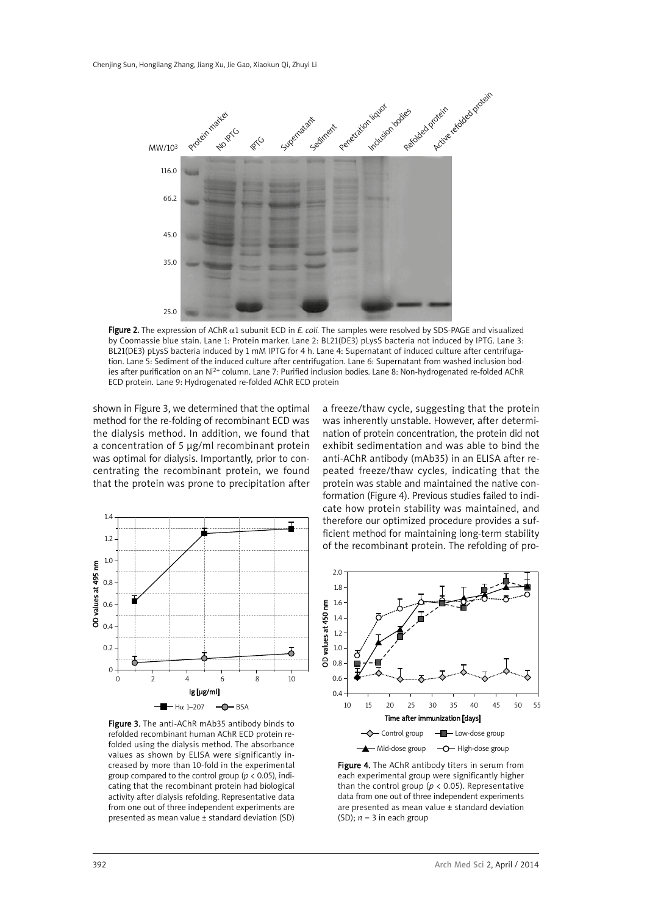Protein marker
No IPTG
IPTG
Supernatant
Sediment
Penetration liquor
Inclusion bodies
Refolded protein
Active refolded protein

MW/10³

116.0
66.2
45.0
35.0
25.0

**Figure 2.** The expression of AChR α1 subunit ECD in *E. coli*. The samples were resolved by SDS-PAGE and visualized by Coomassie blue stain. Lane 1: Protein marker. Lane 2: BL21(DE3) pLysS bacteria not induced by IPTG. Lane 3: BL21(DE3) pLysS bacteria induced by 1 mM IPTG for 4 h. Lane 4: Supernatant of induced culture after centrifugation. Lane 5: Sediment of the induced culture after centrifugation. Lane 6: Supernatant from washed inclusion bodies after purification on an $Ni^{2+}$ column. Lane 7: Purified inclusion bodies. Lane 8: Non-hydrogenated re-folded AChR ECD protein. Lane 9: Hydrogenated re-folded AChR ECD protein

shown in Figure 3, we determined that the optimal method for the re-folding of recombinant ECD was the dialysis method. In addition, we found that a concentration of 5 µg/ml recombinant protein was optimal for dialysis. Importantly, prior to concentrating the recombinant protein, we found that the protein was prone to precipitation after a freeze/thaw cycle, suggesting that the protein was inherently unstable. However, after determination of protein concentration, the protein did not exhibit sedimentation and was able to bind the anti-AChR antibody (mAb35) in an ELISA after repeated freeze/thaw cycles, indicating that the protein was stable and maintained the native conformation (Figure 4). Previous studies failed to indicate how protein stability was maintained, and therefore our optimized procedure provides a sufficient method for maintaining long-term stability of the recombinant protein. The refolding of pro-

OD values at 495 nm
1.4
1.2
1.0
0.8
0.6
0.4
0.2
0
0 2 4 6 8 10
Ig [µg/ml]
Hα 1–207
BSA

**Figure 3.** The anti-AChR mAb35 antibody binds to refolded recombinant human AChR ECD protein refolded using the dialysis method. The absorbance values as shown by ELISA were significantly increased by more than 10-fold in the experimental group compared to the control group ($p < 0.05$), indicating that the recombinant protein had biological activity after dialysis refolding. Representative data from one out of three independent experiments are presented as mean value ± standard deviation (SD)

OD values at 450 nm
2.0
1.8
1.6
1.4
1.2
1.0
0.8
0.6
0.4
10 15 20 25 30 35 40 45 50 55
Time after immunization [days]
Control group
Low-dose group
Mid-dose group
High-dose group

**Figure 4.** The AChR antibody titers in serum from each experimental group were significantly higher than the control group ($p < 0.05$). Representative data from one out of three independent experiments are presented as mean value ± standard deviation (SD); $n = 3$ in each group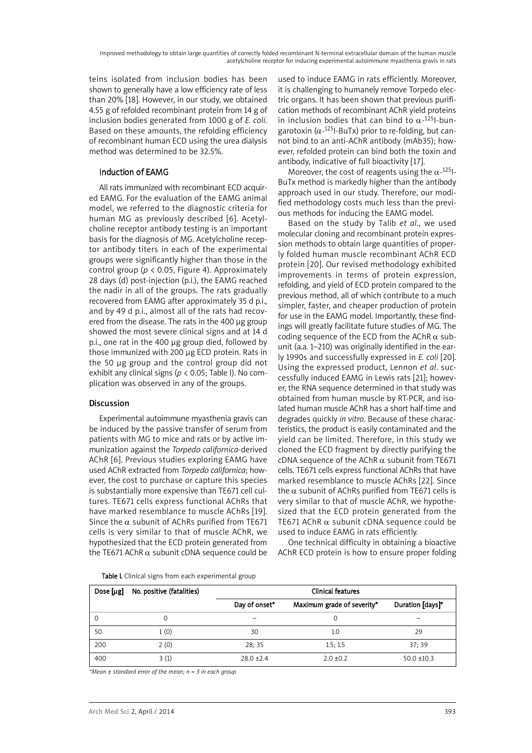teins isolated from inclusion bodies has been shown to generally have a low efficiency rate of less than 20% [18]. However, in our study, we obtained 4.55 g of refolded recombinant protein from 14 g of inclusion bodies generated from 1000 g of *E. coli.* Based on these amounts, the refolding efficiency of recombinant human ECD using the urea dialysis method was determined to be 32.5%.

### Induction of EAMG

All rats immunized with recombinant ECD acquired EAMG. For the evaluation of the EAMG animal model, we referred to the diagnostic criteria for human MG as previously described [6]. Acetylcholine receptor antibody testing is an important basis for the diagnosis of MG. Acetylcholine receptor antibody titers in each of the experimental groups were significantly higher than those in the control group ($p < 0.05$, Figure 4). Approximately 28 days (d) post-injection (p.i.), the EAMG reached the nadir in all of the groups. The rats gradually recovered from EAMG after approximately 35 d p.i., and by 49 d p.i., almost all of the rats had recovered from the disease. The rats in the 400 μg group showed the most severe clinical signs and at 14 d p.i., one rat in the 400 μg group died, followed by those immunized with 200 μg ECD protein. Rats in the 50 μg group and the control group did not exhibit any clinical signs ($p < 0.05$; Table I). No complication was observed in any of the groups.

## Discussion

Experimental autoimmune myasthenia gravis can be induced by the passive transfer of serum from patients with MG to mice and rats or by active immunization against the *Torpedo californica*-derived AChR [6]. Previous studies exploring EAMG have used AChR extracted from *Torpedo californica*; however, the cost to purchase or capture this species is substantially more expensive than TE671 cell cultures. TE671 cells express functional AChRs that have marked resemblance to muscle AChRs [19]. Since the α subunit of AChRs purified from TE671 cells is very similar to that of muscle AChR, we hypothesized that the ECD protein generated from the TE671 AChR α subunit cDNA sequence could be used to induce EAMG in rats efficiently. Moreover, it is challenging to humanely remove Torpedo electric organs. It has been shown that previous purification methods of recombinant AChR yield proteins in inclusion bodies that can bind to α-$^{125}$I-bungarotoxin (α-$^{125}$I-BuTx) prior to re-folding, but cannot bind to an anti-AChR antibody (mAb35); however, refolded protein can bind both the toxin and antibody, indicative of full bioactivity [17].

Moreover, the cost of reagents using the α-$^{125}$I-BuTx method is markedly higher than the antibody approach used in our study. Therefore, our modified methodology costs much less than the previous methods for inducing the EAMG model.

Based on the study by Talib *et al*., we used molecular cloning and recombinant protein expression methods to obtain large quantities of properly folded human muscle recombinant AChR ECD protein [20]. Our revised methodology exhibited improvements in terms of protein expression, refolding, and yield of ECD protein compared to the previous method, all of which contribute to a much simpler, faster, and cheaper production of protein for use in the EAMG model. Importantly, these findings will greatly facilitate future studies of MG. The coding sequence of the ECD from the AChR α subunit (a.a. 1–210) was originally identified in the early 1990s and successfully expressed in *E. coli* [20]. Using the expressed product, Lennon *et al*. successfully induced EAMG in Lewis rats [21]; however, the RNA sequence determined in that study was obtained from human muscle by RT-PCR, and isolated human muscle AChR has a short half-time and degrades quickly *in vitro*. Because of these characteristics, the product is easily contaminated and the yield can be limited. Therefore, in this study we cloned the ECD fragment by directly purifying the cDNA sequence of the AChR α subunit from TE671 cells. TE671 cells express functional AChRs that have marked resemblance to muscle AChRs [22]. Since the α subunit of AChRs purified from TE671 cells is very similar to that of muscle AChR, we hypothesized that the ECD protein generated from the TE671 AChR α subunit cDNA sequence could be used to induce EAMG in rats efficiently.

One technical difficulty in obtaining a bioactive AChR ECD protein is how to ensure proper folding

**Table I.** Clinical signs from each experimental group

| Dose [μg] | No. positive (fatalities) | Clinical features | | |
|---|---|---|---|---|
| | | Day of onset* | Maximum grade of severity* | Duration [days]* |
| 0 | 0 | – | 0 | – |
| 50 | 1 (0) | 30 | 1.0 | 29 |
| 200 | 2 (0) | 28; 35 | 1.5; 1.5 | 37; 39 |
| 400 | 3 (1) | 28.0 ±2.4 | 2.0 ±0.2 | 50.0 ±10.3 |

*\*Mean ± standard error of the mean; n = 3 in each group*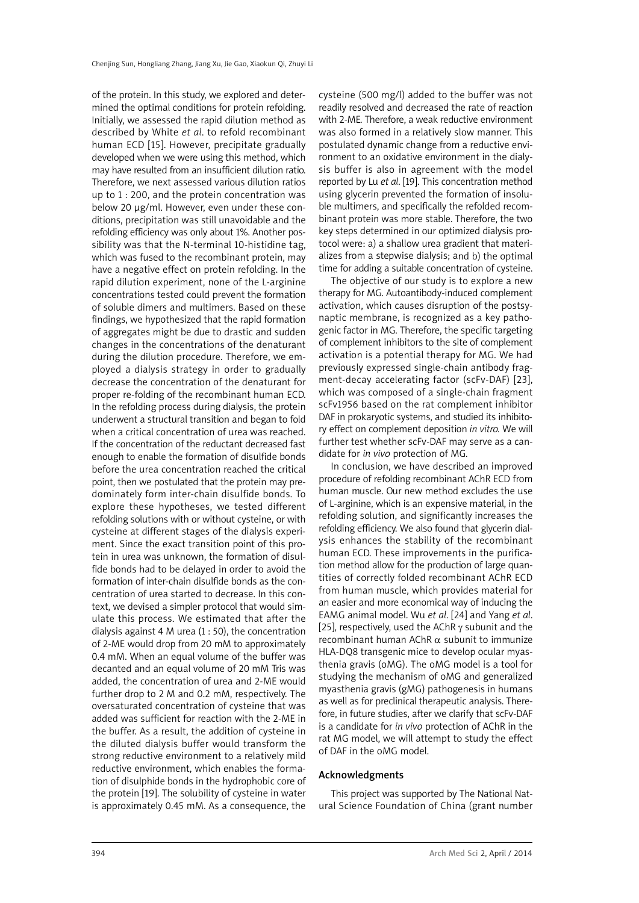of the protein. In this study, we explored and determined the optimal conditions for protein refolding. Initially, we assessed the rapid dilution method as described by White *et al*. to refold recombinant human ECD [15]. However, precipitate gradually developed when we were using this method, which may have resulted from an insufficient dilution ratio. Therefore, we next assessed various dilution ratios up to 1 : 200, and the protein concentration was below 20 µg/ml. However, even under these conditions, precipitation was still unavoidable and the refolding efficiency was only about 1%. Another possibility was that the N-terminal 10-histidine tag, which was fused to the recombinant protein, may have a negative effect on protein refolding. In the rapid dilution experiment, none of the L-arginine concentrations tested could prevent the formation of soluble dimers and multimers. Based on these findings, we hypothesized that the rapid formation of aggregates might be due to drastic and sudden changes in the concentrations of the denaturant during the dilution procedure. Therefore, we employed a dialysis strategy in order to gradually decrease the concentration of the denaturant for proper re-folding of the recombinant human ECD. In the refolding process during dialysis, the protein underwent a structural transition and began to fold when a critical concentration of urea was reached. If the concentration of the reductant decreased fast enough to enable the formation of disulfide bonds before the urea concentration reached the critical point, then we postulated that the protein may predominately form inter-chain disulfide bonds. To explore these hypotheses, we tested different refolding solutions with or without cysteine, or with cysteine at different stages of the dialysis experiment. Since the exact transition point of this protein in urea was unknown, the formation of disulfide bonds had to be delayed in order to avoid the formation of inter-chain disulfide bonds as the concentration of urea started to decrease. In this context, we devised a simpler protocol that would simulate this process. We estimated that after the dialysis against 4 M urea (1 : 50), the concentration of 2-ME would drop from 20 mM to approximately 0.4 mM. When an equal volume of the buffer was decanted and an equal volume of 20 mM Tris was added, the concentration of urea and 2-ME would further drop to 2 M and 0.2 mM, respectively. The oversaturated concentration of cysteine that was added was sufficient for reaction with the 2-ME in the buffer. As a result, the addition of cysteine in the diluted dialysis buffer would transform the strong reductive environment to a relatively mild reductive environment, which enables the formation of disulphide bonds in the hydrophobic core of the protein [19]. The solubility of cysteine in water is approximately 0.45 mM. As a consequence, the cysteine (500 mg/l) added to the buffer was not readily resolved and decreased the rate of reaction with 2-ME. Therefore, a weak reductive environment was also formed in a relatively slow manner. This postulated dynamic change from a reductive environment to an oxidative environment in the dialysis buffer is also in agreement with the model reported by Lu *et al*. [19]. This concentration method using glycerin prevented the formation of insoluble multimers, and specifically the refolded recombinant protein was more stable. Therefore, the two key steps determined in our optimized dialysis protocol were: a) a shallow urea gradient that materializes from a stepwise dialysis; and b) the optimal time for adding a suitable concentration of cysteine.

The objective of our study is to explore a new therapy for MG. Autoantibody-induced complement activation, which causes disruption of the postsynaptic membrane, is recognized as a key pathogenic factor in MG. Therefore, the specific targeting of complement inhibitors to the site of complement activation is a potential therapy for MG. We had previously expressed single-chain antibody fragment-decay accelerating factor (scFv-DAF) [23], which was composed of a single-chain fragment scFv1956 based on the rat complement inhibitor DAF in prokaryotic systems, and studied its inhibitory effect on complement deposition *in vitro.* We will further test whether scFv-DAF may serve as a candidate for *in vivo* protection of MG.

In conclusion, we have described an improved procedure of refolding recombinant AChR ECD from human muscle. Our new method excludes the use of L-arginine, which is an expensive material, in the refolding solution, and significantly increases the refolding efficiency. We also found that glycerin dialysis enhances the stability of the recombinant human ECD. These improvements in the purification method allow for the production of large quantities of correctly folded recombinant AChR ECD from human muscle, which provides material for an easier and more economical way of inducing the EAMG animal model. Wu *et al*. [24] and Yang *et al*. [25], respectively, used the AChR $\gamma$ subunit and the recombinant human AChR $\alpha$ subunit to immunize HLA-DQ8 transgenic mice to develop ocular myasthenia gravis (oMG). The oMG model is a tool for studying the mechanism of oMG and generalized myasthenia gravis (gMG) pathogenesis in humans as well as for preclinical therapeutic analysis. Therefore, in future studies, after we clarify that scFv-DAF is a candidate for *in vivo* protection of AChR in the rat MG model, we will attempt to study the effect of DAF in the oMG model.

## Acknowledgments

This project was supported by The National Natural Science Foundation of China (grant number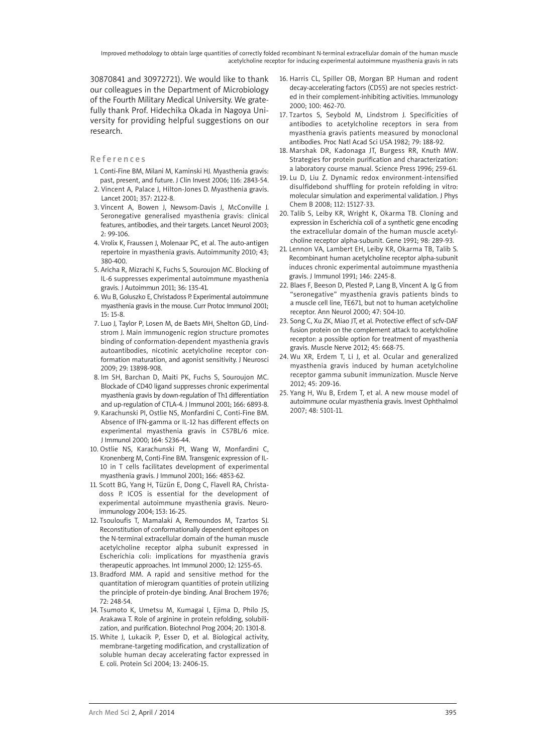30870841 and 30972721). We would like to thank our colleagues in the Department of Microbiology of the Fourth Military Medical University. We gratefully thank Prof. Hidechika Okada in Nagoya University for providing helpful suggestions on our research.

## References

1. Conti-Fine BM, Milani M, Kaminski HJ. Myasthenia gravis: past, present, and future. J Clin Invest 2006; 116: 2843-54.
2. Vincent A, Palace J, Hilton-Jones D. Myasthenia gravis. Lancet 2001; 357: 2122-8.
3. Vincent A, Bowen J, Newsom-Davis J, McConville J. Seronegative generalised myasthenia gravis: clinical features, antibodies, and their targets. Lancet Neurol 2003; 2: 99-106.
4. Vrolix K, Fraussen J, Molenaar PC, et al. The auto-antigen repertoire in myasthenia gravis. Autoimmunity 2010; 43; 380-400.
5. Aricha R, Mizrachi K, Fuchs S, Souroujon MC. Blocking of IL-6 suppresses experimental autoimmune myasthenia gravis. J Autoimmun 2011; 36: 135-41.
6. Wu B, Goluszko E, Christadoss P. Experimental autoimmune myasthenia gravis in the mouse. Curr Protoc Immunol 2001; 15: 15-8.
7. Luo J, Taylor P, Losen M, de Baets MH, Shelton GD, Lindstrom J. Main immunogenic region structure promotes binding of conformation-dependent myasthenia gravis autoantibodies, nicotinic acetylcholine receptor conformation maturation, and agonist sensitivity. J Neurosci 2009; 29: 13898-908.
8. Im SH, Barchan D, Maiti PK, Fuchs S, Souroujon MC. Blockade of CD40 ligand suppresses chronic experimental myasthenia gravis by down-regulation of Th1 differentiation and up-regulation of CTLA-4. J Immunol 2001; 166: 6893-8.
9. Karachunski PI, Ostlie NS, Monfardini C, Conti-Fine BM. Absence of IFN-gamma or IL-12 has different effects on experimental myasthenia gravis in C57BL/6 mice. J Immunol 2000; 164: 5236-44.
10. Ostlie NS, Karachunski PI, Wang W, Monfardini C, Kronenberg M, Conti-Fine BM. Transgenic expression of IL-10 in T cells facilitates development of experimental myasthenia gravis. J Immunol 2001; 166: 4853-62.
11. Scott BG, Yang H, Tüzün E, Dong C, Flavell RA, Christadoss P. ICOS is essential for the development of experimental autoimmune myasthenia gravis. Neuroimmunology 2004; 153: 16-25.
12. Tsouloufis T, Mamalaki A, Remoundos M, Tzartos SJ. Reconstitution of conformationally dependent epitopes on the N-terminal extracellular domain of the human muscle acetylcholine receptor alpha subunit expressed in Escherichia coli: implications for myasthenia gravis therapeutic approaches. Int Immunol 2000; 12: 1255-65.
13. Bradford MM. A rapid and sensitive method for the quantitation of mierogram quantities of protein utilizing the principle of protein-dye binding. Anal Brochem 1976; 72: 248-54.
14. Tsumoto K, Umetsu M, Kumagai I, Ejima D, Philo JS, Arakawa T. Role of arginine in protein refolding, solubilization, and purification. Biotechnol Prog 2004; 20: 1301-8.
15. White J, Lukacik P, Esser D, et al. Biological activity, membrane-targeting modification, and crystallization of soluble human decay accelerating factor expressed in E. coli. Protein Sci 2004; 13: 2406-15.
16. Harris CL, Spiller OB, Morgan BP. Human and rodent decay-accelerating factors (CD55) are not species restricted in their complement-inhibiting activities. Immunology 2000; 100: 462-70.
17. Tzartos S, Seybold M, Lindstrom J. Specificities of antibodies to acetylcholine receptors in sera from myasthenia gravis patients measured by monoclonal antibodies. Proc Natl Acad Sci USA 1982; 79: 188-92.
18. Marshak DR, Kadonaga JT, Burgess RR, Knuth MW. Strategies for protein purification and characterization: a laboratory course manual. Science Press 1996; 259-61.
19. Lu D, Liu Z. Dynamic redox environment-intensified disulfidebond shuffling for protein refolding in vitro: molecular simulation and experimental validation. J Phys Chem B 2008; 112: 15127-33.
20. Talib S, Leiby KR, Wright K, Okarma TB. Cloning and expression in Escherichia coli of a synthetic gene encoding the extracellular domain of the human muscle acetylcholine receptor alpha-subunit. Gene 1991; 98: 289-93.
21. Lennon VA, Lambert EH, Leiby KR, Okarma TB, Talib S. Recombinant human acetylcholine receptor alpha-subunit induces chronic experimental autoimmune myasthenia gravis. J Immunol 1991; 146: 2245-8.
22. Blaes F, Beeson D, Plested P, Lang B, Vincent A. Ig G from "seronegative" myasthenia gravis patients binds to a muscle cell line, TE671, but not to human acetylcholine receptor. Ann Neurol 2000; 47: 504-10.
23. Song C, Xu ZK, Miao JT, et al. Protective effect of scfv-DAF fusion protein on the complement attack to acetylcholine receptor: a possible option for treatment of myasthenia gravis. Muscle Nerve 2012; 45: 668-75.
24. Wu XR, Erdem T, Li J, et al. Ocular and generalized myasthenia gravis induced by human acetylcholine receptor gamma subunit immunization. Muscle Nerve 2012; 45: 209-16.
25. Yang H, Wu B, Erdem T, et al. A new mouse model of autoimmune ocular myasthenia gravis. Invest Ophthalmol 2007; 48: 5101-11.